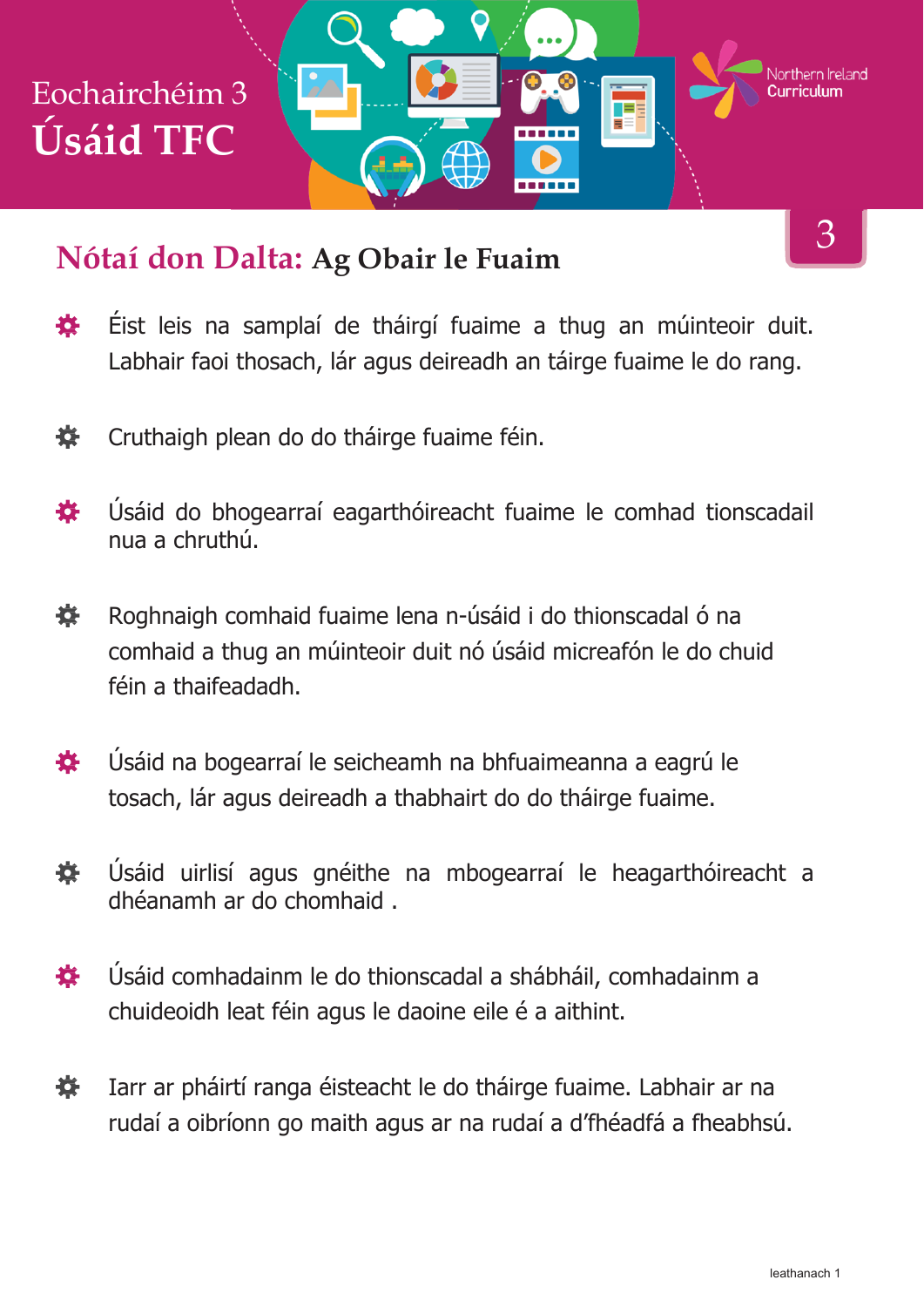# Eochairchéim 3
# Úsáid TFC

Northern Ireland Curriculum

3

## Nótaí don Dalta: Ag Obair le Fuaim

- Éist leis na samplaí de tháirgí fuaime a thug an múinteoir duit. Labhair faoi thosach, lár agus deireadh an táirge fuaime le do rang.
- Cruthaigh plean do do tháirge fuaime féin.
- Úsáid do bhogearraí eagarthóireacht fuaime le comhad tionscadail nua a chruthú.
- Roghnaigh comhaid fuaime lena n-úsáid i do thionscadal ó na comhaid a thug an múinteoir duit nó úsáid micreafón le do chuid féin a thaifeadadh.
- Úsáid na bogearraí le seicheamh na bhfuaimeanna a eagrú le tosach, lár agus deireadh a thabhairt do do tháirge fuaime.
- Úsáid uirlisí agus gnéithe na mbogearraí le heagarthóireacht a dhéanamh ar do chomhaid .
- Úsáid comhadainm le do thionscadal a shábháil, comhadainm a chuideoidh leat féin agus le daoine eile é a aithint.
- Iarr ar pháirtí ranga éisteacht le do tháirge fuaime. Labhair ar na rudaí a oibríonn go maith agus ar na rudaí a d'fhéadfá a fheabhsú.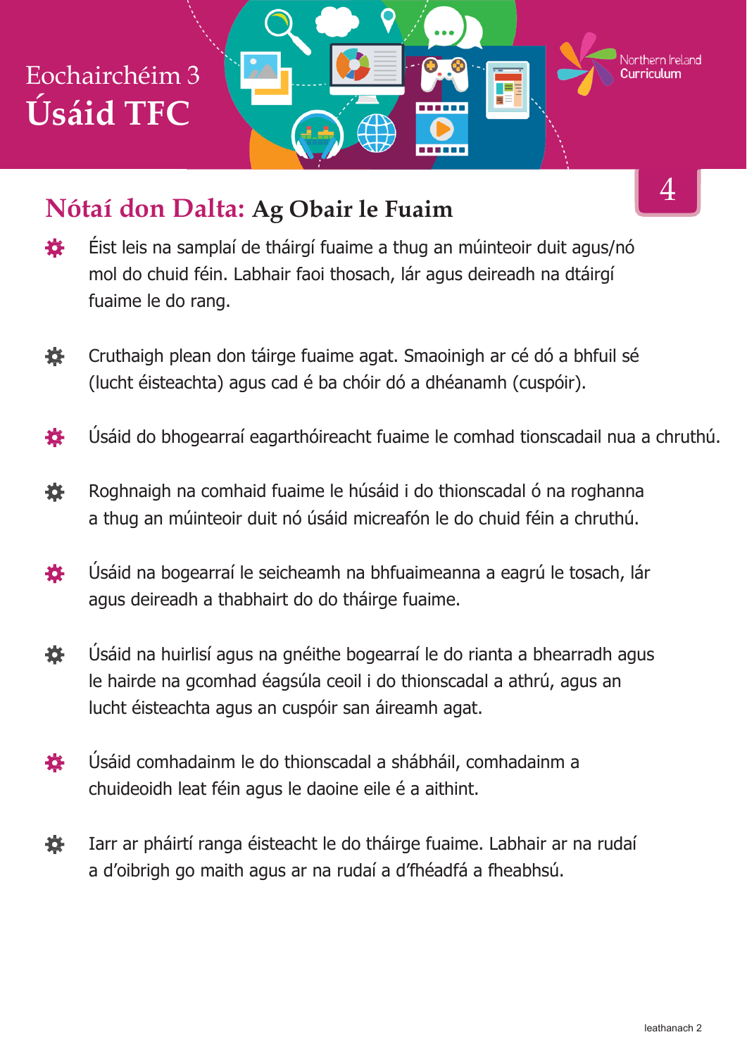# Eochairchéim 3
# Úsáid TFC

4

## Nótaí don Dalta: Ag Obair le Fuaim

- Éist leis na samplaí de tháirgí fuaime a thug an múinteoir duit agus/nó mol do chuid féin. Labhair faoi thosach, lár agus deireadh na dtáirgí fuaime le do rang.
- Cruthaigh plean don táirge fuaime agat. Smaoinigh ar cé dó a bhfuil sé (lucht éisteachta) agus cad é ba chóir dó a dhéanamh (cuspóir).
- Úsáid do bhogearraí eagarthóireacht fuaime le comhad tionscadail nua a chruthú.
- Roghnaigh na comhaid fuaime le húsáid i do thionscadal ó na roghanna a thug an múinteoir duit nó úsáid micreafón le do chuid féin a chruthú.
- Úsáid na bogearraí le seicheamh na bhfuaimeanna a eagrú le tosach, lár agus deireadh a thabhairt do do tháirge fuaime.
- Úsáid na huirlisí agus na gnéithe bogearraí le do rianta a bhearradh agus le hairde na gcomhad éagsúla ceoil i do thionscadal a athrú, agus an lucht éisteachta agus an cuspóir san áireamh agat.
- Úsáid comhadainm le do thionscadal a shábháil, comhadainm a chuideoidh leat féin agus le daoine eile é a aithint.
- Iarr ar pháirtí ranga éisteacht le do tháirge fuaime. Labhair ar na rudaí a d'oibrigh go maith agus ar na rudaí a d'fhéadfá a fheabhsú.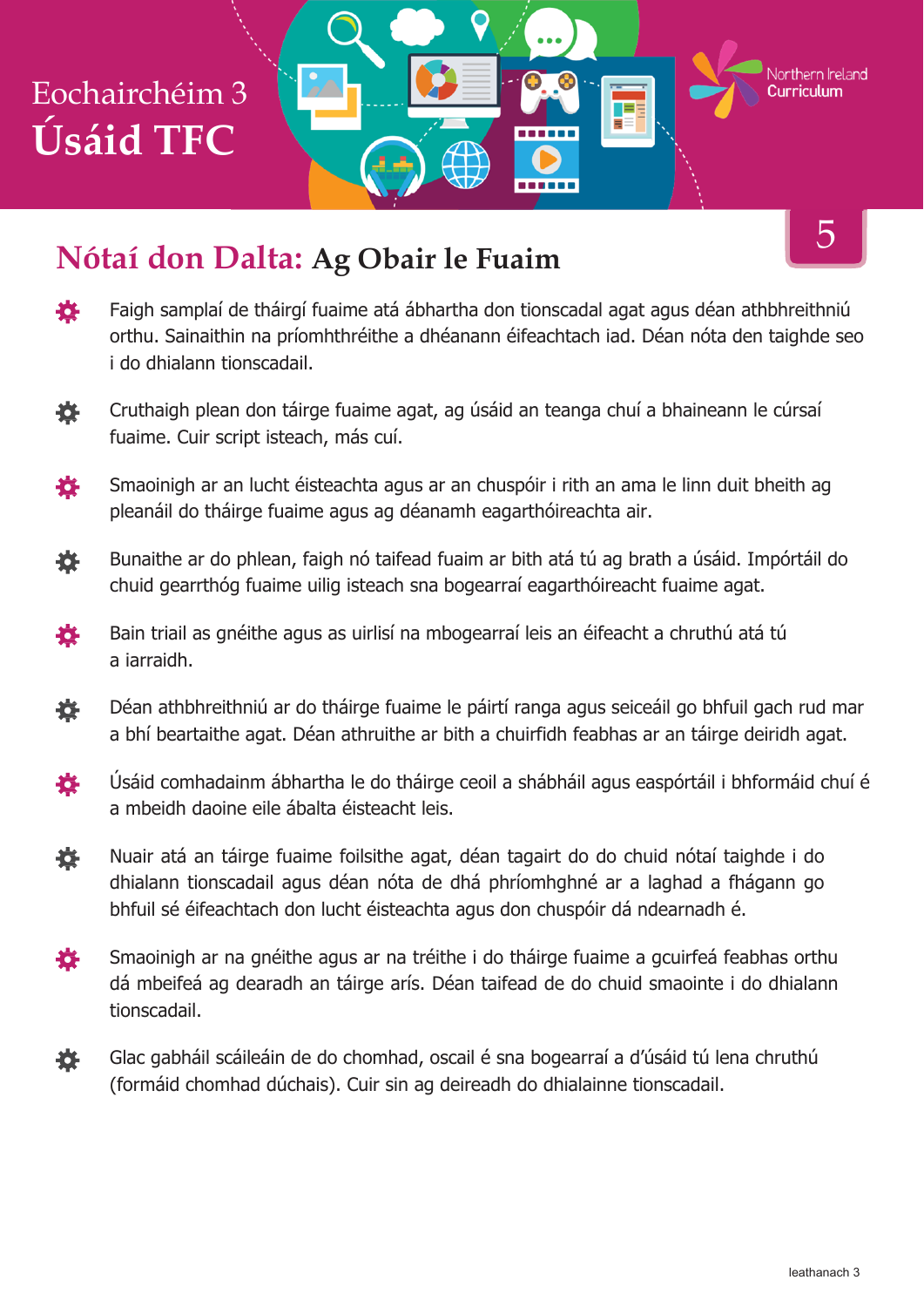# Eochairchéim 3
# Úsáid TFC

Northern Ireland Curriculum

5

## Nótaí don Dalta: Ag Obair le Fuaim

- Faigh samplaí de tháirgí fuaime atá ábhartha don tionscadal agat agus déan athbhreithniú orthu. Sainaithin na príomhthréithe a dhéanann éifeachtach iad. Déan nóta den taighde seo i do dhialann tionscadail.
- Cruthaigh plean don táirge fuaime agat, ag úsáid an teanga chuí a bhaineann le cúrsaí fuaime. Cuir script isteach, más cuí.
- Smaoinigh ar an lucht éisteachta agus ar an chuspóir i rith an ama le linn duit bheith ag pleanáil do tháirge fuaime agus ag déanamh eagarthóireachta air.
- Bunaithe ar do phlean, faigh nó taifead fuaim ar bith atá tú ag brath a úsáid. Impórtáil do chuid gearrthóg fuaime uilig isteach sna bogearraí eagarthóireacht fuaime agat.
- Bain triail as gnéithe agus as uirlisí na mbogearraí leis an éifeacht a chruthú atá tú a iarraidh.
- Déan athbhreithniú ar do tháirge fuaime le páirtí ranga agus seiceáil go bhfuil gach rud mar a bhí beartaithe agat. Déan athruithe ar bith a chuirfidh feabhas ar an táirge deiridh agat.
- Úsáid comhadainm ábhartha le do tháirge ceoil a shábháil agus easpórtáil i bhformáid chuí é a mbeidh daoine eile ábalta éisteacht leis.
- Nuair atá an táirge fuaime foilsithe agat, déan tagairt do do chuid nótaí taighde i do dhialann tionscadail agus déan nóta de dhá phríomhghné ar a laghad a fhágann go bhfuil sé éifeachtach don lucht éisteachta agus don chuspóir dá ndearnadh é.
- Smaoinigh ar na gnéithe agus ar na tréithe i do tháirge fuaime a gcuirfeá feabhas orthu dá mbeifeá ag dearadh an táirge arís. Déan taifead de do chuid smaointe i do dhialann tionscadail.
- Glac gabháil scáileáin de do chomhad, oscail é sna bogearraí a d'úsáid tú lena chruthú (formáid chomhad dúchais). Cuir sin ag deireadh do dhialainne tionscadail.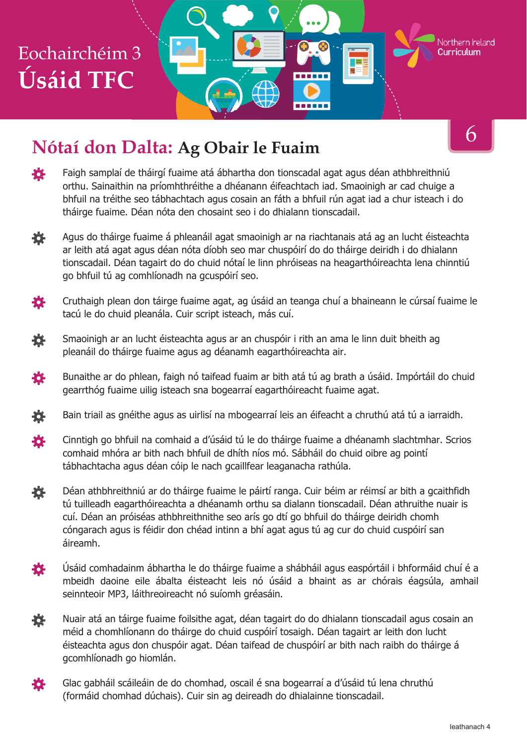# Eochairchéim 3

# Úsáid TFC

6

## Nótaí don Dalta: Ag Obair le Fuaim

- Faigh samplaí de tháirgí fuaime atá ábhartha don tionscadal agat agus déan athbhreithniú orthu. Sainaithin na príomhthréithe a dhéanann éifeachtach iad. Smaoinigh ar cad chuige a bhfuil na tréithe seo tábhachtach agus cosain an fáth a bhfuil rún agat iad a chur isteach i do tháirge fuaime. Déan nóta den chosaint seo i do dhialann tionscadail.
- Agus do tháirge fuaime á phleanáil agat smaoinigh ar na riachtanais atá ag an lucht éisteachta ar leith atá agat agus déan nóta díobh seo mar chuspóirí do do tháirge deiridh i do dhialann tionscadail. Déan tagairt do do chuid nótaí le linn phróiseas na heagarthóireachta lena chinntiú go bhfuil tú ag comhlíonadh na gcuspóirí seo.
- Cruthaigh plean don táirge fuaime agat, ag úsáid an teanga chuí a bhaineann le cúrsaí fuaime le tacú le do chuid pleanála. Cuir script isteach, más cuí.
- Smaoinigh ar an lucht éisteachta agus ar an chuspóir i rith an ama le linn duit bheith ag pleanáil do tháirge fuaime agus ag déanamh eagarthóireachta air.
- Bunaithe ar do phlean, faigh nó taifead fuaim ar bith atá tú ag brath a úsáid. Impórtáil do chuid gearrthóg fuaime uilig isteach sna bogearraí eagarthóireacht fuaime agat.
- Bain triail as gnéithe agus as uirlisí na mbogearraí leis an éifeacht a chruthú atá tú a iarraidh.
- Cinntigh go bhfuil na comhaid a d'úsáid tú le do tháirge fuaime a dhéanamh slachtmhar. Scrios comhaid mhóra ar bith nach bhfuil de dhíth níos mó. Sábháil do chuid oibre ag pointí tábhachtacha agus déan cóip le nach gcaillfear leaganacha rathúla.
- Déan athbhreithniú ar do tháirge fuaime le páirtí ranga. Cuir béim ar réimsí ar bith a gcaithfidh tú tuilleadh eagarthóireachta a dhéanamh orthu sa dialann tionscadail. Déan athruithe nuair is cuí. Déan an próiséas athbhreithnithe seo arís go dtí go bhfuil do tháirge deiridh chomh cóngarach agus is féidir don chéad intinn a bhí agat agus tú ag cur do chuid cuspóirí san áireamh.
- Úsáid comhadainm ábhartha le do tháirge fuaime a shábháil agus easpórtáil i bhformáid chuí é a mbeidh daoine eile ábalta éisteacht leis nó úsáid a bhaint as ar chórais éagsúla, amhail seinnteoir MP3, láithreoireacht nó suíomh gréasáin.
- Nuair atá an táirge fuaime foilsithe agat, déan tagairt do do dhialann tionscadail agus cosain an méid a chomhlíonann do tháirge do chuid cuspóirí tosaigh. Déan tagairt ar leith don lucht éisteachta agus don chuspóir agat. Déan taifead de chuspóirí ar bith nach raibh do tháirge á gcomhlíonadh go hiomlán.
- Glac gabháil scáileáin de do chomhad, oscail é sna bogearraí a d'úsáid tú lena chruthú (formáid chomhad dúchais). Cuir sin ag deireadh do dhialainne tionscadail.